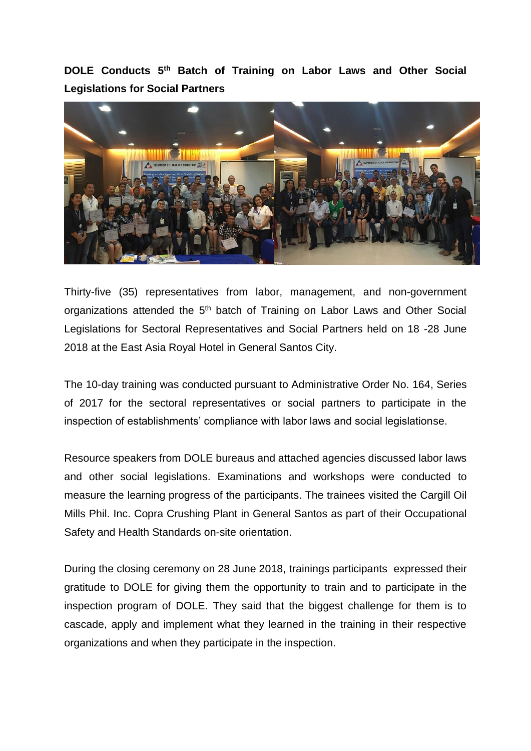**DOLE Conducts 5th Batch of Training on Labor Laws and Other Social Legislations for Social Partners**

Thirty-five (35) representatives from labor, management, and non-government organizations attended the 5th batch of Training on Labor Laws and Other Social Legislations for Sectoral Representatives and Social Partners held on 18 -28 June 2018 at the East Asia Royal Hotel in General Santos City.

The 10-day training was conducted pursuant to Administrative Order No. 164, Series of 2017 for the sectoral representatives or social partners to participate in the inspection of establishments' compliance with labor laws and social legislationse.

Resource speakers from DOLE bureaus and attached agencies discussed labor laws and other social legislations. Examinations and workshops were conducted to measure the learning progress of the participants. The trainees visited the Cargill Oil Mills Phil. Inc. Copra Crushing Plant in General Santos as part of their Occupational Safety and Health Standards on-site orientation.

During the closing ceremony on 28 June 2018, trainings participants expressed their gratitude to DOLE for giving them the opportunity to train and to participate in the inspection program of DOLE. They said that the biggest challenge for them is to cascade, apply and implement what they learned in the training in their respective organizations and when they participate in the inspection.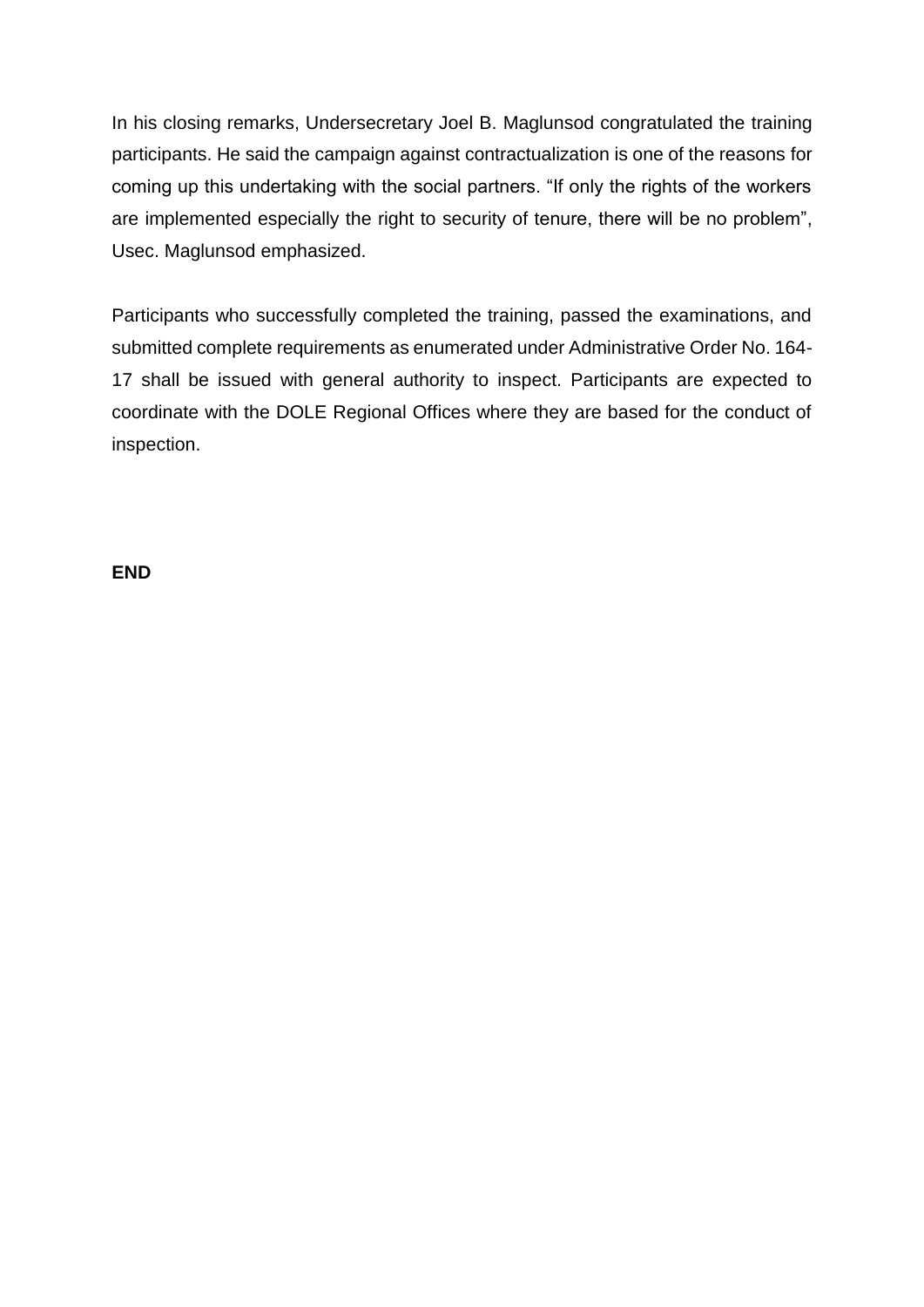In his closing remarks, Undersecretary Joel B. Maglunsod congratulated the training participants. He said the campaign against contractualization is one of the reasons for coming up this undertaking with the social partners. "If only the rights of the workers are implemented especially the right to security of tenure, there will be no problem", Usec. Maglunsod emphasized.

Participants who successfully completed the training, passed the examinations, and submitted complete requirements as enumerated under Administrative Order No. 164-17 shall be issued with general authority to inspect. Participants are expected to coordinate with the DOLE Regional Offices where they are based for the conduct of inspection.

**END**